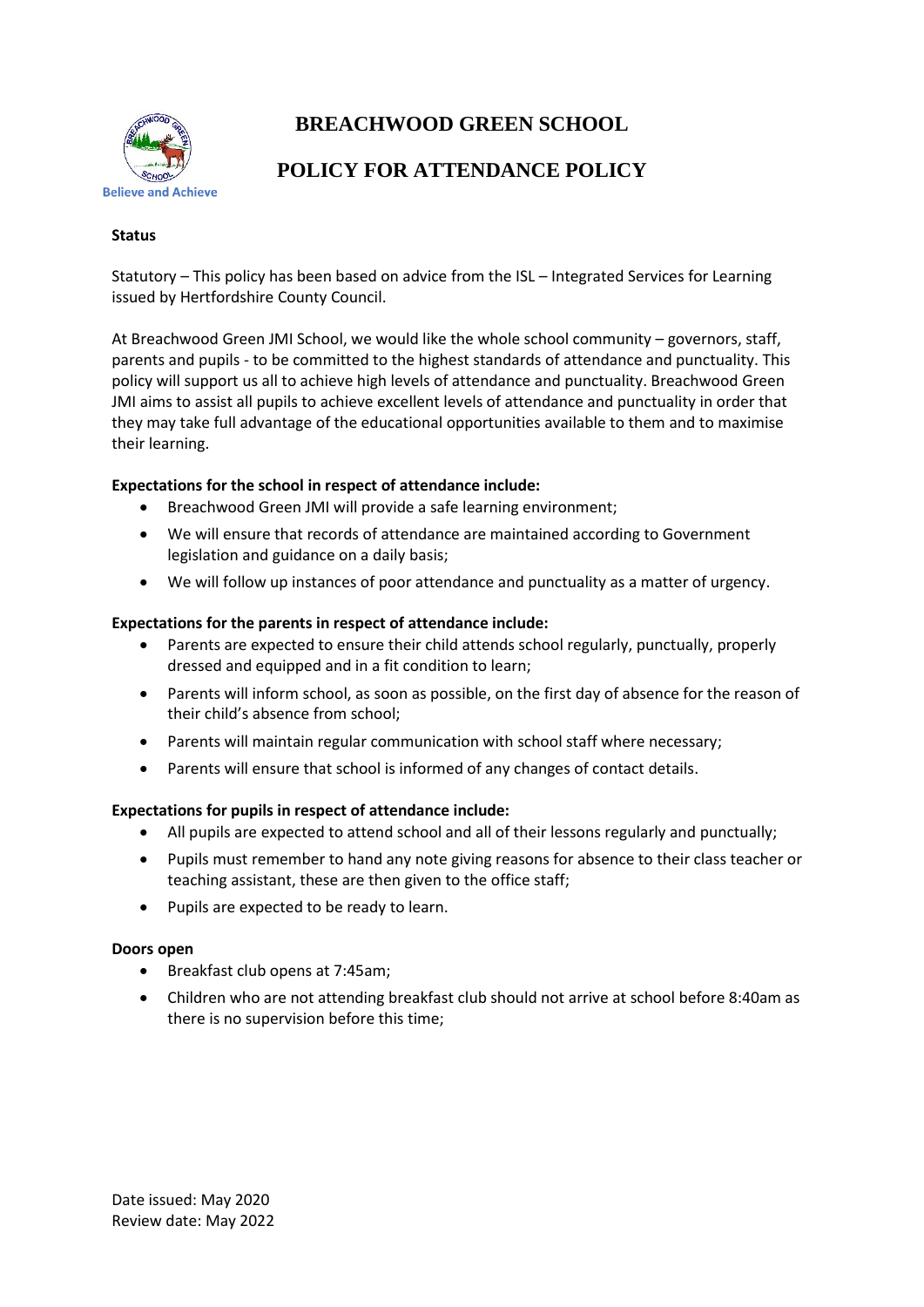# BREACHWOOD GREEN SCHOOL

## POLICY FOR ATTENDANCE POLICY

Believe and Achieve

**Status**

Statutory – This policy has been based on advice from the ISL – Integrated Services for Learning issued by Hertfordshire County Council.

At Breachwood Green JMI School, we would like the whole school community – governors, staff, parents and pupils - to be committed to the highest standards of attendance and punctuality. This policy will support us all to achieve high levels of attendance and punctuality. Breachwood Green JMI aims to assist all pupils to achieve excellent levels of attendance and punctuality in order that they may take full advantage of the educational opportunities available to them and to maximise their learning.

**Expectations for the school in respect of attendance include:**

- Breachwood Green JMI will provide a safe learning environment;
- We will ensure that records of attendance are maintained according to Government legislation and guidance on a daily basis;
- We will follow up instances of poor attendance and punctuality as a matter of urgency.

**Expectations for the parents in respect of attendance include:**

- Parents are expected to ensure their child attends school regularly, punctually, properly dressed and equipped and in a fit condition to learn;
- Parents will inform school, as soon as possible, on the first day of absence for the reason of their child's absence from school;
- Parents will maintain regular communication with school staff where necessary;
- Parents will ensure that school is informed of any changes of contact details.

**Expectations for pupils in respect of attendance include:**

- All pupils are expected to attend school and all of their lessons regularly and punctually;
- Pupils must remember to hand any note giving reasons for absence to their class teacher or teaching assistant, these are then given to the office staff;
- Pupils are expected to be ready to learn.

**Doors open**

- Breakfast club opens at 7:45am;
- Children who are not attending breakfast club should not arrive at school before 8:40am as there is no supervision before this time;

Date issued: May 2020
Review date: May 2022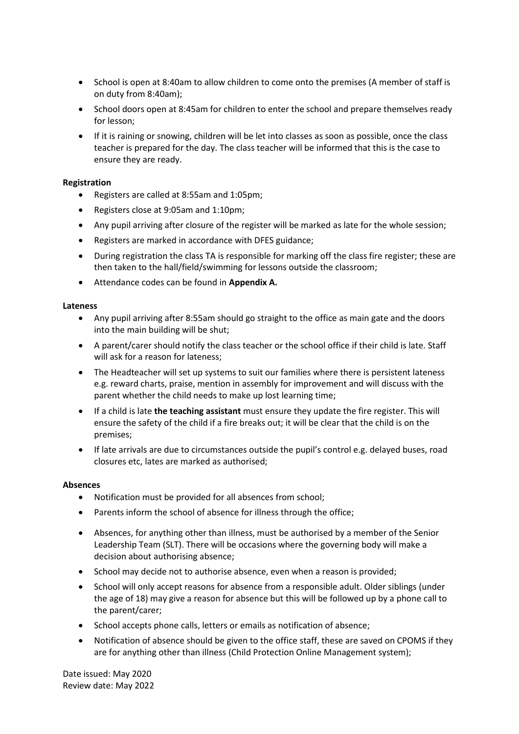- School is open at 8:40am to allow children to come onto the premises (A member of staff is on duty from 8:40am);
- School doors open at 8:45am for children to enter the school and prepare themselves ready for lesson;
- If it is raining or snowing, children will be let into classes as soon as possible, once the class teacher is prepared for the day. The class teacher will be informed that this is the case to ensure they are ready.

**Registration**

- Registers are called at 8:55am and 1:05pm;
- Registers close at 9:05am and 1:10pm;
- Any pupil arriving after closure of the register will be marked as late for the whole session;
- Registers are marked in accordance with DFES guidance;
- During registration the class TA is responsible for marking off the class fire register; these are then taken to the hall/field/swimming for lessons outside the classroom;
- Attendance codes can be found in **Appendix A.**

**Lateness**

- Any pupil arriving after 8:55am should go straight to the office as main gate and the doors into the main building will be shut;
- A parent/carer should notify the class teacher or the school office if their child is late. Staff will ask for a reason for lateness;
- The Headteacher will set up systems to suit our families where there is persistent lateness e.g. reward charts, praise, mention in assembly for improvement and will discuss with the parent whether the child needs to make up lost learning time;
- If a child is late **the teaching assistant** must ensure they update the fire register. This will ensure the safety of the child if a fire breaks out; it will be clear that the child is on the premises;
- If late arrivals are due to circumstances outside the pupil's control e.g. delayed buses, road closures etc, lates are marked as authorised;

**Absences**

- Notification must be provided for all absences from school;
- Parents inform the school of absence for illness through the office;
- Absences, for anything other than illness, must be authorised by a member of the Senior Leadership Team (SLT). There will be occasions where the governing body will make a decision about authorising absence;
- School may decide not to authorise absence, even when a reason is provided;
- School will only accept reasons for absence from a responsible adult. Older siblings (under the age of 18) may give a reason for absence but this will be followed up by a phone call to the parent/carer;
- School accepts phone calls, letters or emails as notification of absence;
- Notification of absence should be given to the office staff, these are saved on CPOMS if they are for anything other than illness (Child Protection Online Management system);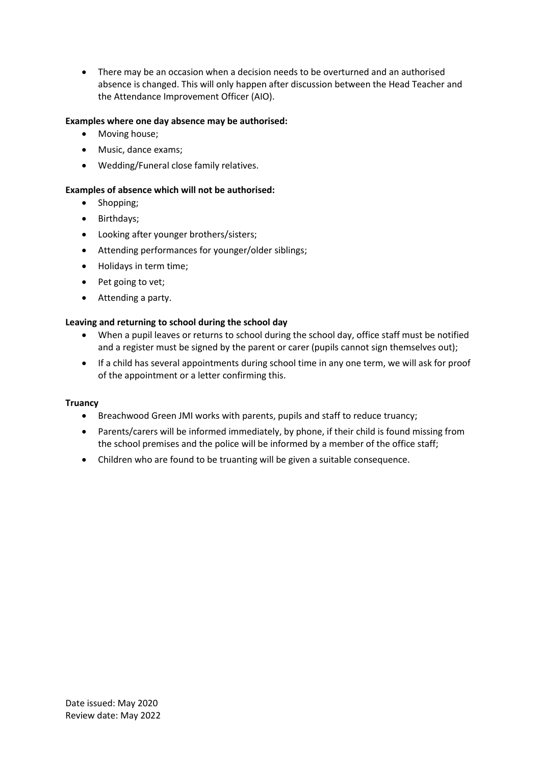- There may be an occasion when a decision needs to be overturned and an authorised absence is changed. This will only happen after discussion between the Head Teacher and the Attendance Improvement Officer (AIO).

**Examples where one day absence may be authorised:**

- Moving house;
- Music, dance exams;
- Wedding/Funeral close family relatives.

**Examples of absence which will not be authorised:**

- Shopping;
- Birthdays;
- Looking after younger brothers/sisters;
- Attending performances for younger/older siblings;
- Holidays in term time;
- Pet going to vet;
- Attending a party.

**Leaving and returning to school during the school day**

- When a pupil leaves or returns to school during the school day, office staff must be notified and a register must be signed by the parent or carer (pupils cannot sign themselves out);
- If a child has several appointments during school time in any one term, we will ask for proof of the appointment or a letter confirming this.

**Truancy**

- Breachwood Green JMI works with parents, pupils and staff to reduce truancy;
- Parents/carers will be informed immediately, by phone, if their child is found missing from the school premises and the police will be informed by a member of the office staff;
- Children who are found to be truanting will be given a suitable consequence.

Date issued: May 2020
Review date: May 2022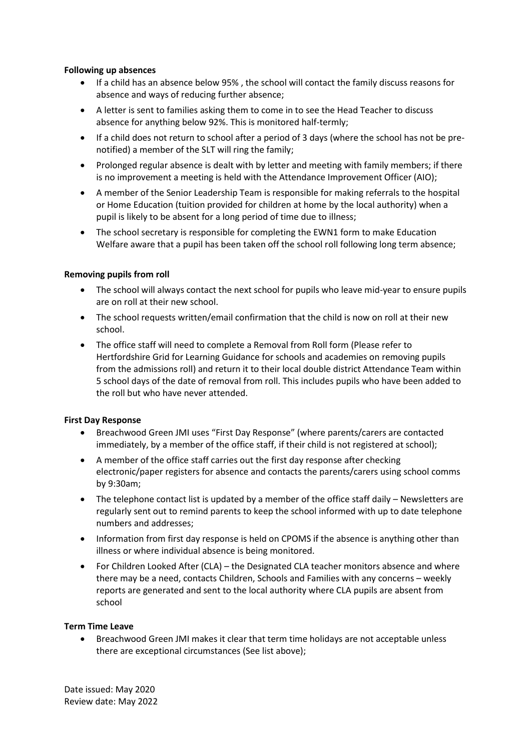**Following up absences**

- If a child has an absence below 95% , the school will contact the family discuss reasons for absence and ways of reducing further absence;
- A letter is sent to families asking them to come in to see the Head Teacher to discuss absence for anything below 92%. This is monitored half-termly;
- If a child does not return to school after a period of 3 days (where the school has not be pre-notified) a member of the SLT will ring the family;
- Prolonged regular absence is dealt with by letter and meeting with family members; if there is no improvement a meeting is held with the Attendance Improvement Officer (AIO);
- A member of the Senior Leadership Team is responsible for making referrals to the hospital or Home Education (tuition provided for children at home by the local authority) when a pupil is likely to be absent for a long period of time due to illness;
- The school secretary is responsible for completing the EWN1 form to make Education Welfare aware that a pupil has been taken off the school roll following long term absence;

**Removing pupils from roll**

- The school will always contact the next school for pupils who leave mid-year to ensure pupils are on roll at their new school.
- The school requests written/email confirmation that the child is now on roll at their new school.
- The office staff will need to complete a Removal from Roll form (Please refer to Hertfordshire Grid for Learning Guidance for schools and academies on removing pupils from the admissions roll) and return it to their local double district Attendance Team within 5 school days of the date of removal from roll. This includes pupils who have been added to the roll but who have never attended.

**First Day Response**

- Breachwood Green JMI uses "First Day Response" (where parents/carers are contacted immediately, by a member of the office staff, if their child is not registered at school);
- A member of the office staff carries out the first day response after checking electronic/paper registers for absence and contacts the parents/carers using school comms by 9:30am;
- The telephone contact list is updated by a member of the office staff daily – Newsletters are regularly sent out to remind parents to keep the school informed with up to date telephone numbers and addresses;
- Information from first day response is held on CPOMS if the absence is anything other than illness or where individual absence is being monitored.
- For Children Looked After (CLA) – the Designated CLA teacher monitors absence and where there may be a need, contacts Children, Schools and Families with any concerns – weekly reports are generated and sent to the local authority where CLA pupils are absent from school

**Term Time Leave**

- Breachwood Green JMI makes it clear that term time holidays are not acceptable unless there are exceptional circumstances (See list above);

Date issued: May 2020
Review date: May 2022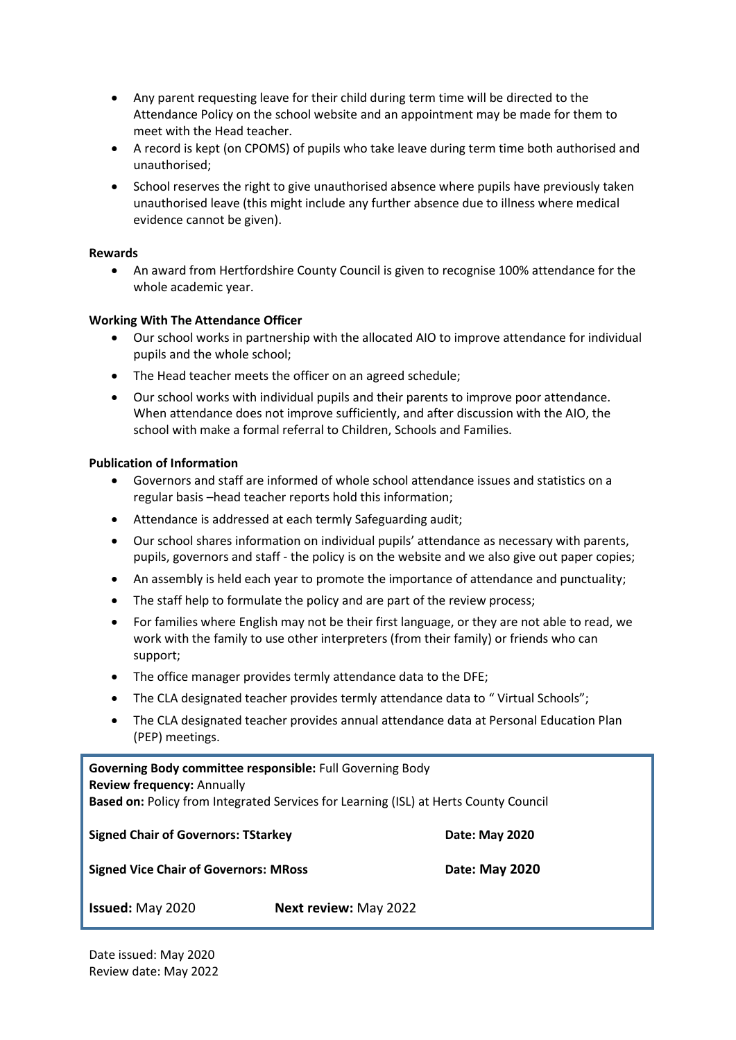- Any parent requesting leave for their child during term time will be directed to the Attendance Policy on the school website and an appointment may be made for them to meet with the Head teacher.
- A record is kept (on CPOMS) of pupils who take leave during term time both authorised and unauthorised;
- School reserves the right to give unauthorised absence where pupils have previously taken unauthorised leave (this might include any further absence due to illness where medical evidence cannot be given).

**Rewards**

- An award from Hertfordshire County Council is given to recognise 100% attendance for the whole academic year.

**Working With The Attendance Officer**

- Our school works in partnership with the allocated AIO to improve attendance for individual pupils and the whole school;
- The Head teacher meets the officer on an agreed schedule;
- Our school works with individual pupils and their parents to improve poor attendance. When attendance does not improve sufficiently, and after discussion with the AIO, the school with make a formal referral to Children, Schools and Families.

**Publication of Information**

- Governors and staff are informed of whole school attendance issues and statistics on a regular basis –head teacher reports hold this information;
- Attendance is addressed at each termly Safeguarding audit;
- Our school shares information on individual pupils' attendance as necessary with parents, pupils, governors and staff - the policy is on the website and we also give out paper copies;
- An assembly is held each year to promote the importance of attendance and punctuality;
- The staff help to formulate the policy and are part of the review process;
- For families where English may not be their first language, or they are not able to read, we work with the family to use other interpreters (from their family) or friends who can support;
- The office manager provides termly attendance data to the DFE;
- The CLA designated teacher provides termly attendance data to " Virtual Schools";
- The CLA designated teacher provides annual attendance data at Personal Education Plan (PEP) meetings.

**Governing Body committee responsible:** Full Governing Body
**Review frequency:** Annually
**Based on:** Policy from Integrated Services for Learning (ISL) at Herts County Council

**Signed Chair of Governors: TStarkey** **Date: May 2020**

**Signed Vice Chair of Governors: MRoss** **Date: May 2020**

**Issued:** May 2020 **Next review:** May 2022

Date issued: May 2020
Review date: May 2022